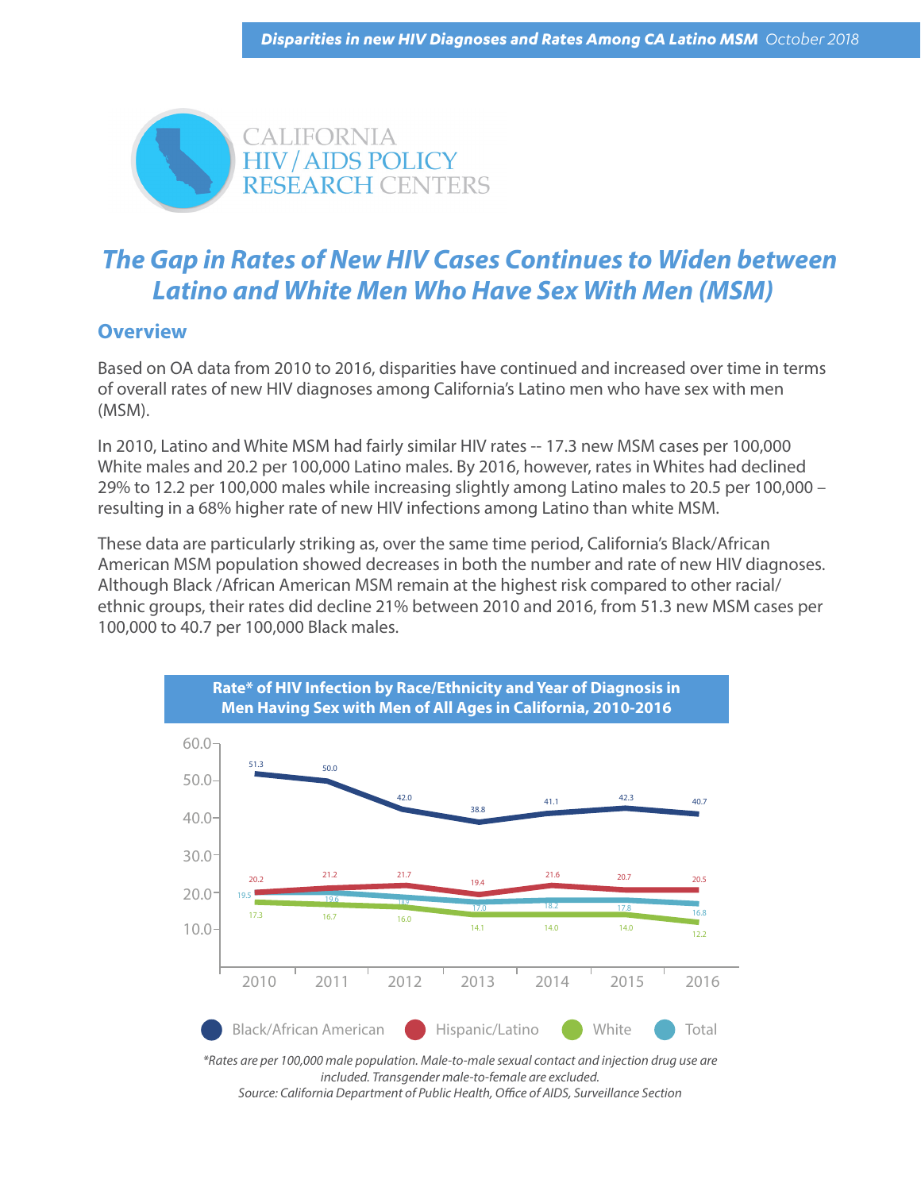CALIFORNIA
HIV / AIDS POLICY
RESEARCH CENTERS

# *The Gap in Rates of New HIV Cases Continues to Widen between Latino and White Men Who Have Sex With Men (MSM)*

## Overview

Based on OA data from 2010 to 2016, disparities have continued and increased over time in terms of overall rates of new HIV diagnoses among California's Latino men who have sex with men (MSM).

In 2010, Latino and White MSM had fairly similar HIV rates -- 17.3 new MSM cases per 100,000 White males and 20.2 per 100,000 Latino males. By 2016, however, rates in Whites had declined 29% to 12.2 per 100,000 males while increasing slightly among Latino males to 20.5 per 100,000 – resulting in a 68% higher rate of new HIV infections among Latino than white MSM.

These data are particularly striking as, over the same time period, California's Black/African American MSM population showed decreases in both the number and rate of new HIV diagnoses. Although Black /African American MSM remain at the highest risk compared to other racial/ethnic groups, their rates did decline 21% between 2010 and 2016, from 51.3 new MSM cases per 100,000 to 40.7 per 100,000 Black males.

**Rate* of HIV Infection by Race/Ethnicity and Year of Diagnosis in Men Having Sex with Men of All Ages in California, 2010-2016**

| | 2010 | 2011 | 2012 | 2013 | 2014 | 2015 | 2016 |
|---|---|---|---|---|---|---|---|
| Black/African American | 51.3 | 50.0 | 42.0 | 38.8 | 41.1 | 42.3 | 40.7 |
| Hispanic/Latino | 20.2 | 21.2 | 21.7 | 19.4 | 21.6 | 20.7 | 20.5 |
| White | 17.3 | 16.7 | 16.0 | 14.1 | 14.0 | 14.0 | 12.2 |
| Total | 19.5 | 19.6 | 18.8 | 17.0 | 18.2 | 17.8 | 16.8 |

*\*Rates are per 100,000 male population. Male-to-male sexual contact and injection drug use are included. Transgender male-to-female are excluded.*
*Source: California Department of Public Health, Office of AIDS, Surveillance Section*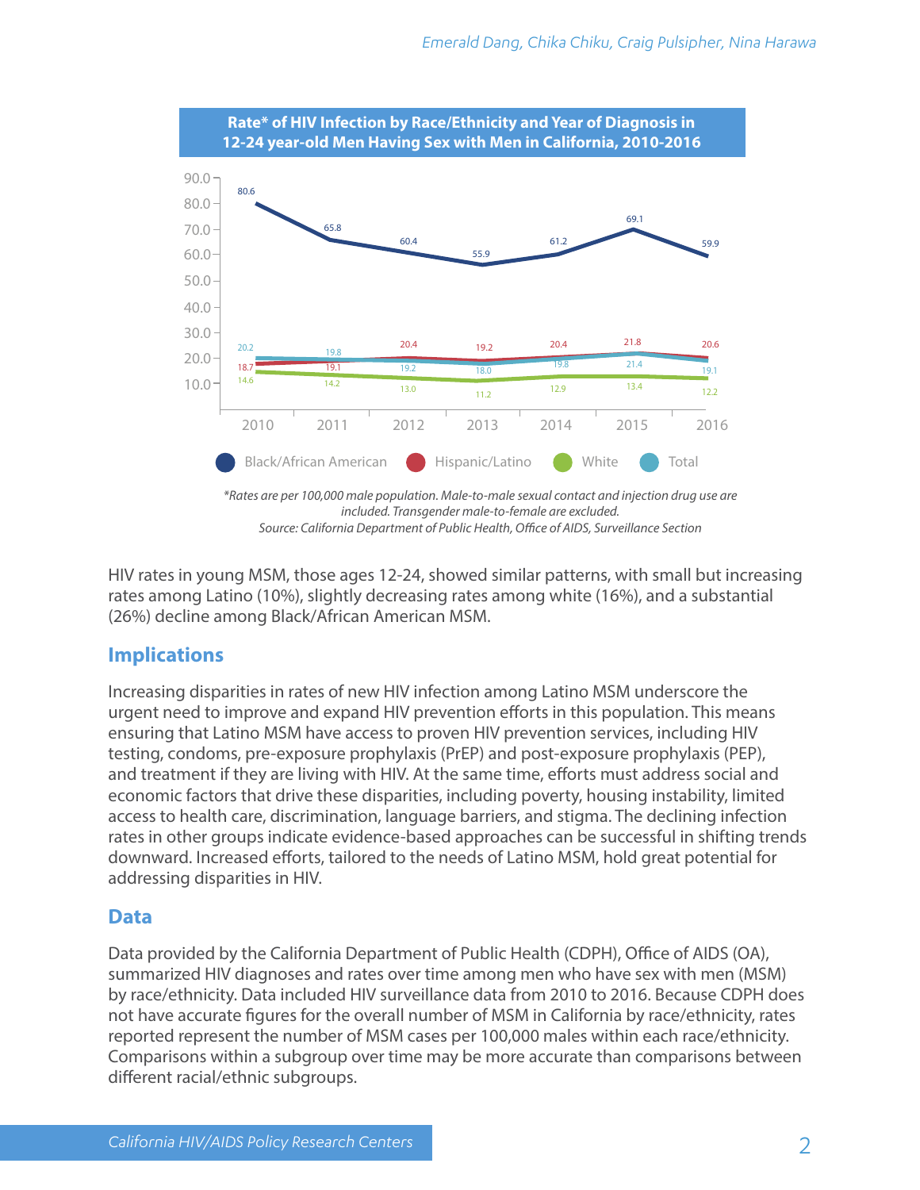**Rate* of HIV Infection by Race/Ethnicity and Year of Diagnosis in 12-24 year-old Men Having Sex with Men in California, 2010-2016**

90.0
80.0
70.0
60.0
50.0
40.0
30.0
20.0
10.0

80.6
65.8
60.4
55.9
61.2
69.1
59.9

20.2
19.8
20.4
19.2
20.4
21.8
20.6

18.7
19.1
19.2
18.0
19.8
21.4
19.1

14.6
14.2
13.0
11.2
12.9
13.4
12.2

2010
2011
2012
2013
2014
2015
2016

Black/African American
Hispanic/Latino
White
Total

*Rates are per 100,000 male population. Male-to-male sexual contact and injection drug use are included. Transgender male-to-female are excluded.*
*Source: California Department of Public Health, Office of AIDS, Surveillance Section*

HIV rates in young MSM, those ages 12-24, showed similar patterns, with small but increasing rates among Latino (10%), slightly decreasing rates among white (16%), and a substantial (26%) decline among Black/African American MSM.

## Implications

Increasing disparities in rates of new HIV infection among Latino MSM underscore the urgent need to improve and expand HIV prevention efforts in this population. This means ensuring that Latino MSM have access to proven HIV prevention services, including HIV testing, condoms, pre-exposure prophylaxis (PrEP) and post-exposure prophylaxis (PEP), and treatment if they are living with HIV. At the same time, efforts must address social and economic factors that drive these disparities, including poverty, housing instability, limited access to health care, discrimination, language barriers, and stigma. The declining infection rates in other groups indicate evidence-based approaches can be successful in shifting trends downward. Increased efforts, tailored to the needs of Latino MSM, hold great potential for addressing disparities in HIV.

## Data

Data provided by the California Department of Public Health (CDPH), Office of AIDS (OA), summarized HIV diagnoses and rates over time among men who have sex with men (MSM) by race/ethnicity. Data included HIV surveillance data from 2010 to 2016. Because CDPH does not have accurate figures for the overall number of MSM in California by race/ethnicity, rates reported represent the number of MSM cases per 100,000 males within each race/ethnicity. Comparisons within a subgroup over time may be more accurate than comparisons between different racial/ethnic subgroups.